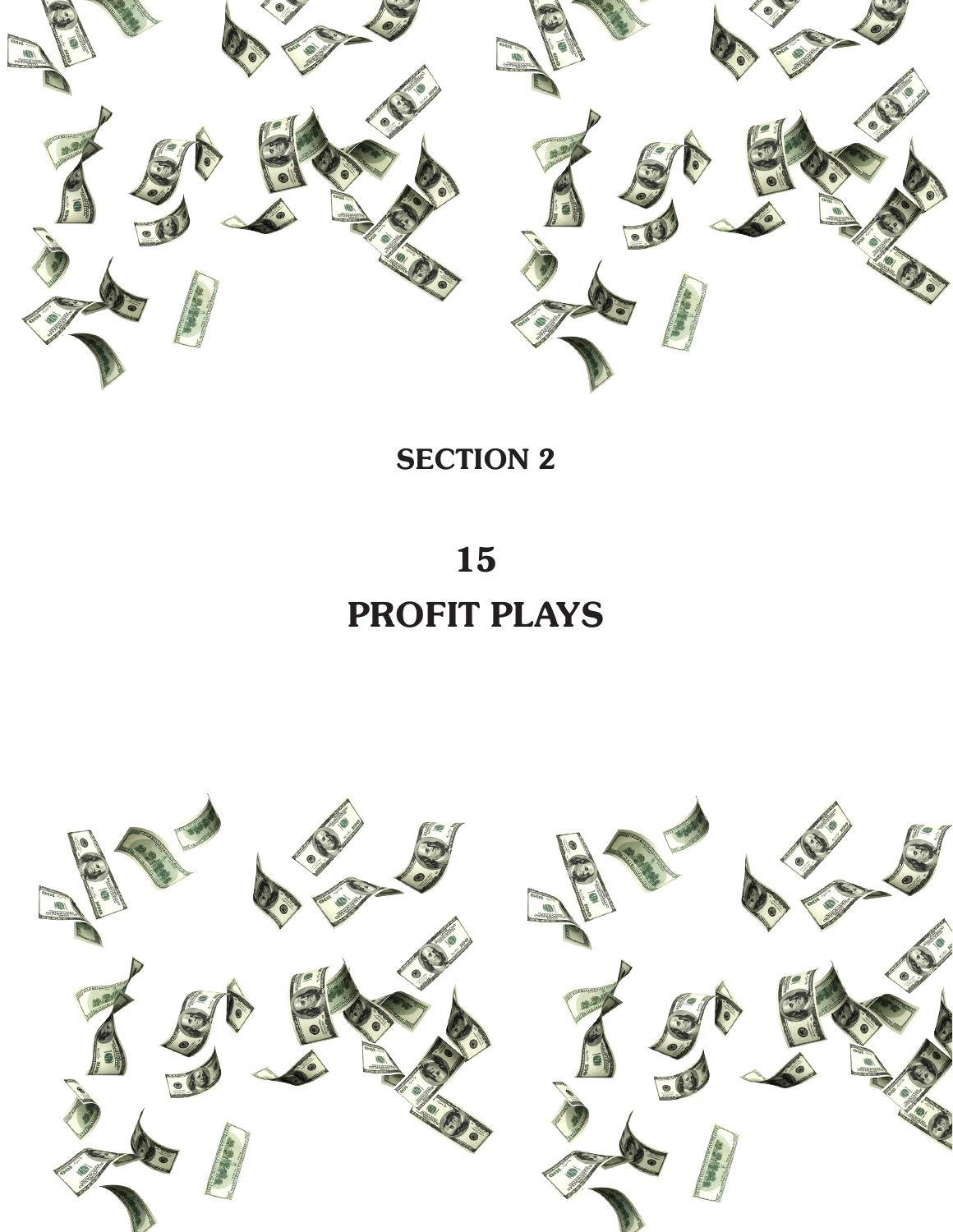# SECTION 2

# 15 PROFIT PLAYS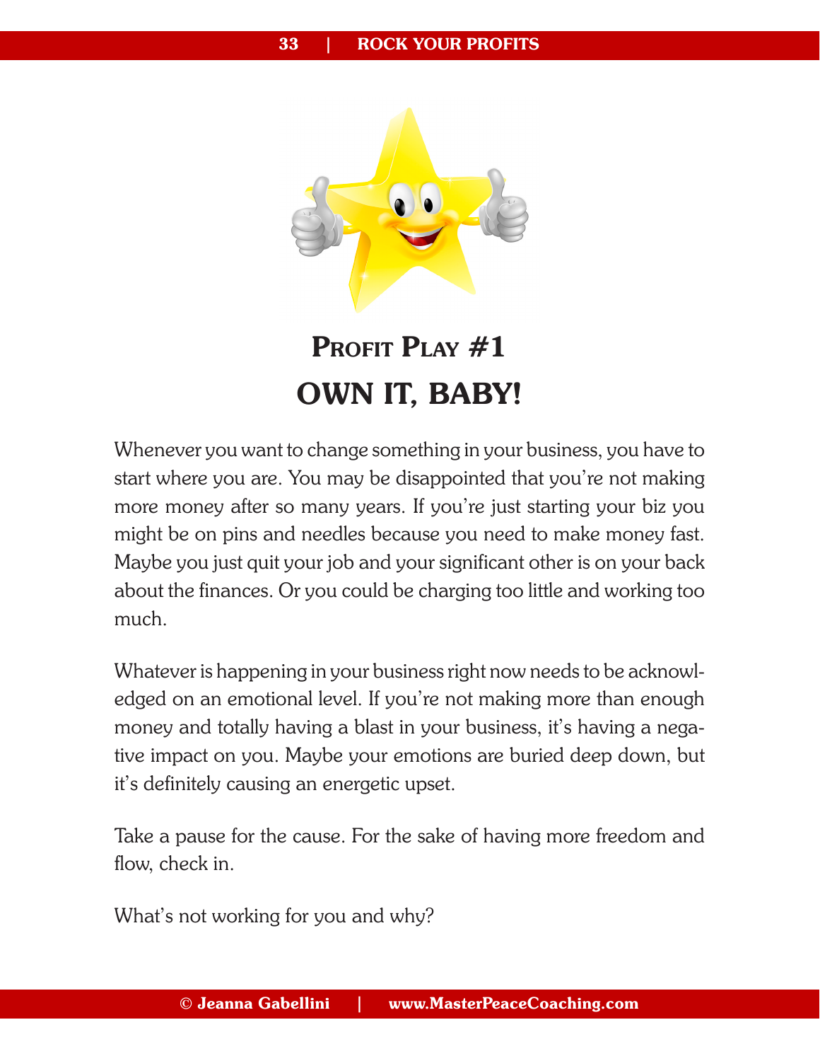# Profit Play #1

## OWN IT, BABY!

Whenever you want to change something in your business, you have to start where you are. You may be disappointed that you're not making more money after so many years. If you're just starting your biz you might be on pins and needles because you need to make money fast. Maybe you just quit your job and your significant other is on your back about the finances. Or you could be charging too little and working too much.

Whatever is happening in your business right now needs to be acknowledged on an emotional level. If you're not making more than enough money and totally having a blast in your business, it's having a negative impact on you. Maybe your emotions are buried deep down, but it's definitely causing an energetic upset.

Take a pause for the cause. For the sake of having more freedom and flow, check in.

What's not working for you and why?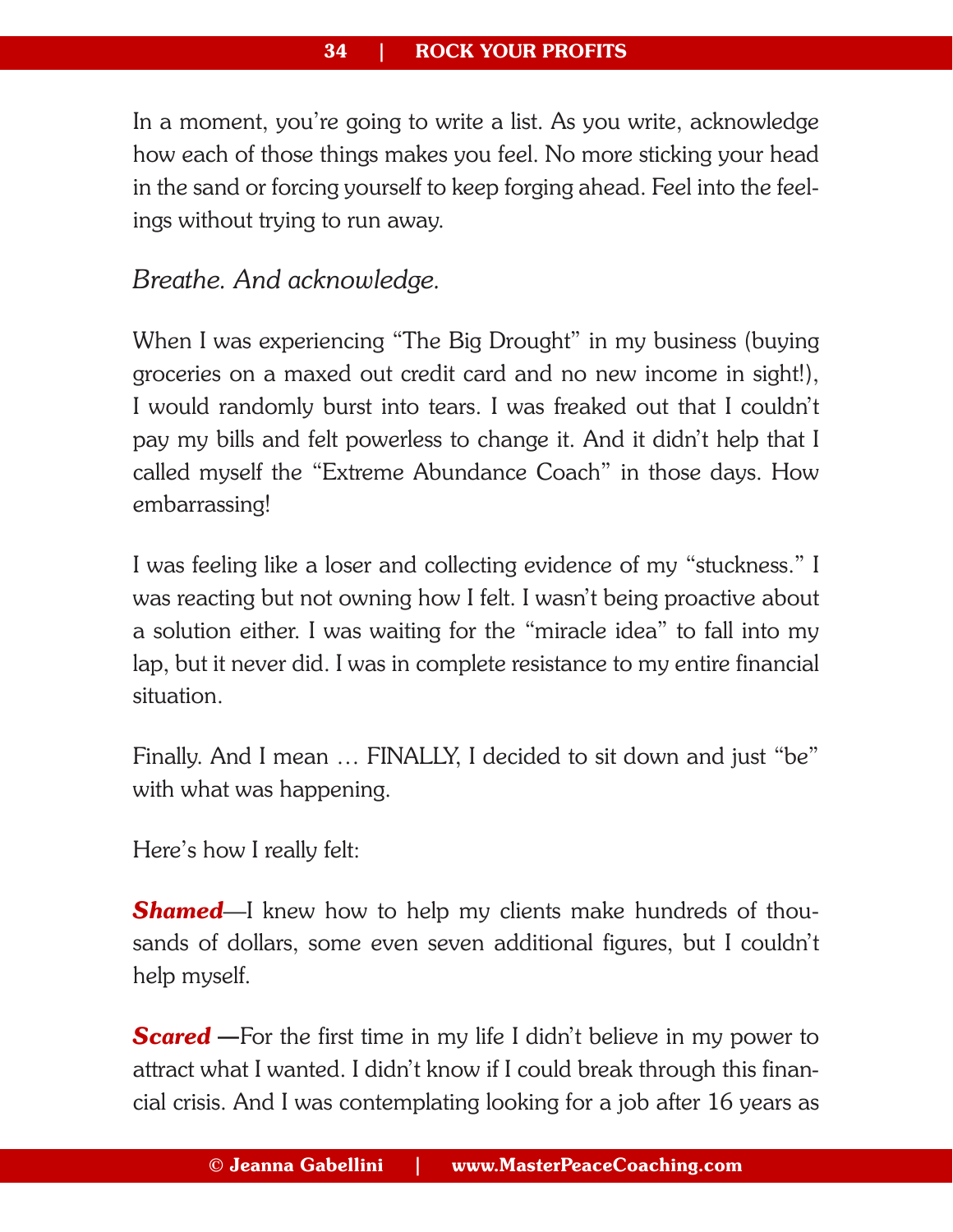In a moment, you're going to write a list. As you write, acknowledge how each of those things makes you feel. No more sticking your head in the sand or forcing yourself to keep forging ahead. Feel into the feelings without trying to run away.

*Breathe. And acknowledge.*

When I was experiencing "The Big Drought" in my business (buying groceries on a maxed out credit card and no new income in sight!), I would randomly burst into tears. I was freaked out that I couldn't pay my bills and felt powerless to change it. And it didn't help that I called myself the "Extreme Abundance Coach" in those days. How embarrassing!

I was feeling like a loser and collecting evidence of my "stuckness." I was reacting but not owning how I felt. I wasn't being proactive about a solution either. I was waiting for the "miracle idea" to fall into my lap, but it never did. I was in complete resistance to my entire financial situation.

Finally. And I mean … FINALLY, I decided to sit down and just "be" with what was happening.

Here's how I really felt:

***Shamed***—I knew how to help my clients make hundreds of thousands of dollars, some even seven additional figures, but I couldn't help myself.

***Scared*** —For the first time in my life I didn't believe in my power to attract what I wanted. I didn't know if I could break through this financial crisis. And I was contemplating looking for a job after 16 years as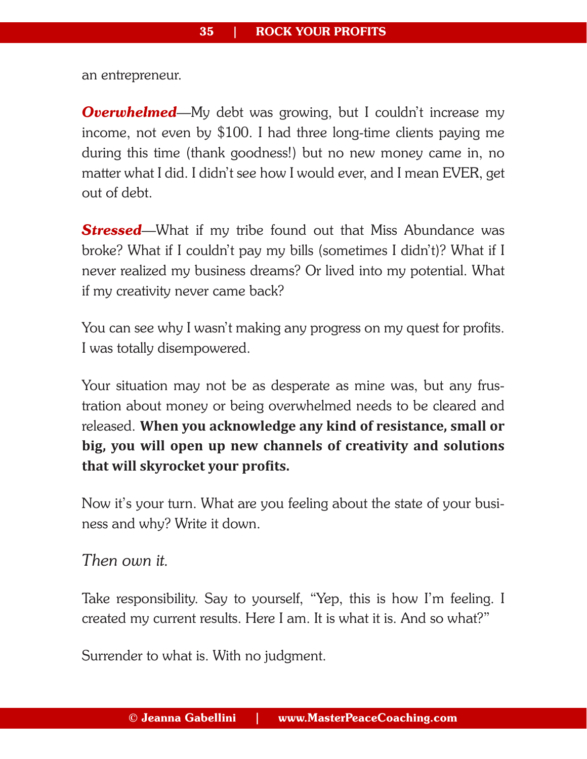an entrepreneur.

***Overwhelmed***—My debt was growing, but I couldn't increase my income, not even by $100. I had three long-time clients paying me during this time (thank goodness!) but no new money came in, no matter what I did. I didn't see how I would ever, and I mean EVER, get out of debt.

***Stressed***—What if my tribe found out that Miss Abundance was broke? What if I couldn't pay my bills (sometimes I didn't)? What if I never realized my business dreams? Or lived into my potential. What if my creativity never came back?

You can see why I wasn't making any progress on my quest for profits. I was totally disempowered.

Your situation may not be as desperate as mine was, but any frustration about money or being overwhelmed needs to be cleared and released. **When you acknowledge any kind of resistance, small or big, you will open up new channels of creativity and solutions that will skyrocket your profits.**

Now it's your turn. What are you feeling about the state of your business and why? Write it down.

*Then own it.*

Take responsibility. Say to yourself, "Yep, this is how I'm feeling. I created my current results. Here I am. It is what it is. And so what?"

Surrender to what is. With no judgment.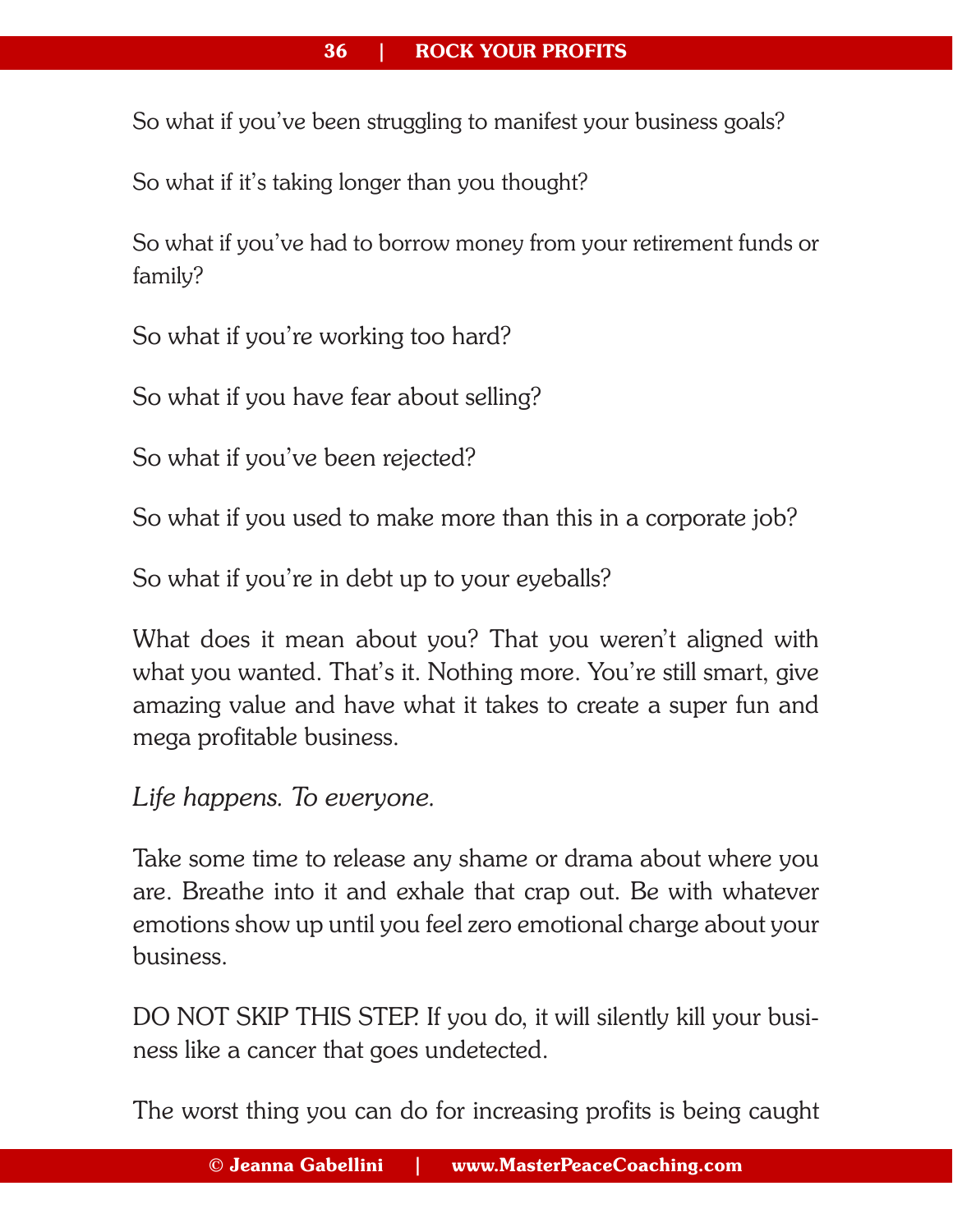So what if you've been struggling to manifest your business goals?

So what if it's taking longer than you thought?

So what if you've had to borrow money from your retirement funds or family?

So what if you're working too hard?

So what if you have fear about selling?

So what if you've been rejected?

So what if you used to make more than this in a corporate job?

So what if you're in debt up to your eyeballs?

What does it mean about you? That you weren't aligned with what you wanted. That's it. Nothing more. You're still smart, give amazing value and have what it takes to create a super fun and mega profitable business.

*Life happens. To everyone.*

Take some time to release any shame or drama about where you are. Breathe into it and exhale that crap out. Be with whatever emotions show up until you feel zero emotional charge about your business.

DO NOT SKIP THIS STEP. If you do, it will silently kill your business like a cancer that goes undetected.

The worst thing you can do for increasing profits is being caught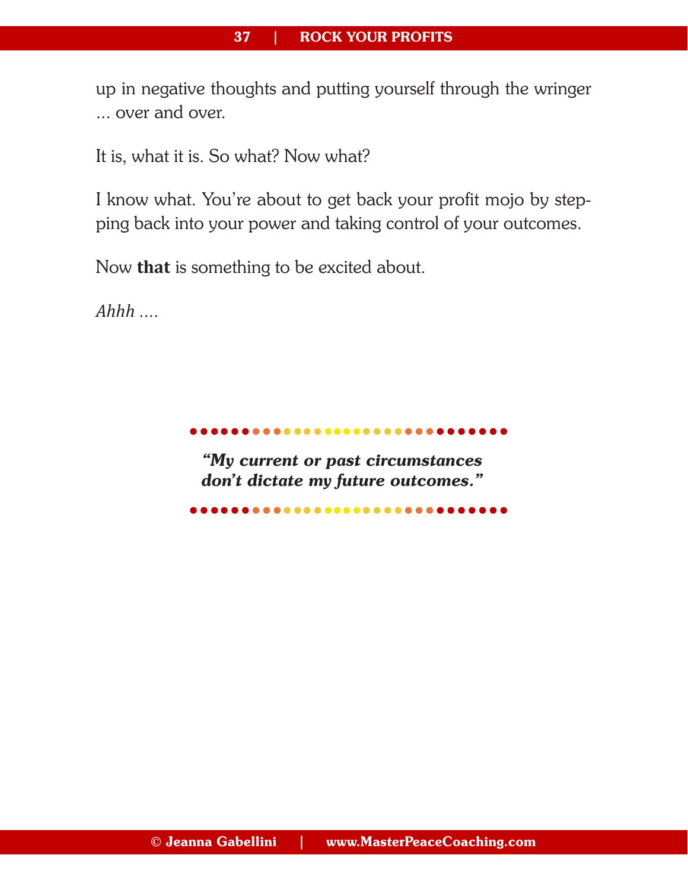up in negative thoughts and putting yourself through the wringer ... over and over.

It is, what it is. So what? Now what?

I know what. You're about to get back your profit mojo by stepping back into your power and taking control of your outcomes.

Now **that** is something to be excited about.

*Ahhh ....*

***"My current or past circumstances don't dictate my future outcomes."***